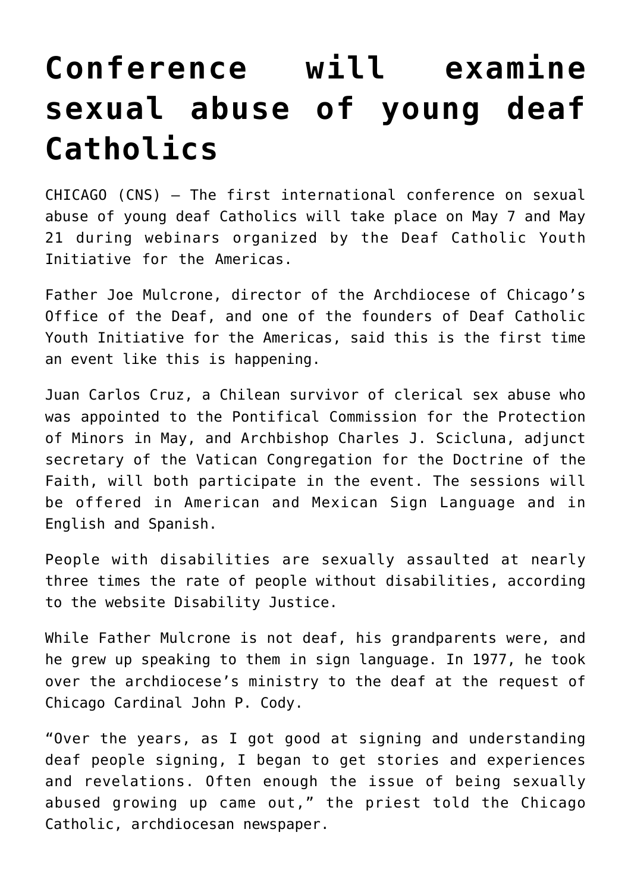# Conference will examine sexual abuse of young deaf Catholics

CHICAGO (CNS) — The first international conference on sexual abuse of young deaf Catholics will take place on May 7 and May 21 during webinars organized by the Deaf Catholic Youth Initiative for the Americas.

Father Joe Mulcrone, director of the Archdiocese of Chicago's Office of the Deaf, and one of the founders of Deaf Catholic Youth Initiative for the Americas, said this is the first time an event like this is happening.

Juan Carlos Cruz, a Chilean survivor of clerical sex abuse who was appointed to the Pontifical Commission for the Protection of Minors in May, and Archbishop Charles J. Scicluna, adjunct secretary of the Vatican Congregation for the Doctrine of the Faith, will both participate in the event. The sessions will be offered in American and Mexican Sign Language and in English and Spanish.

People with disabilities are sexually assaulted at nearly three times the rate of people without disabilities, according to the website Disability Justice.

While Father Mulcrone is not deaf, his grandparents were, and he grew up speaking to them in sign language. In 1977, he took over the archdiocese's ministry to the deaf at the request of Chicago Cardinal John P. Cody.

"Over the years, as I got good at signing and understanding deaf people signing, I began to get stories and experiences and revelations. Often enough the issue of being sexually abused growing up came out," the priest told the Chicago Catholic, archdiocesan newspaper.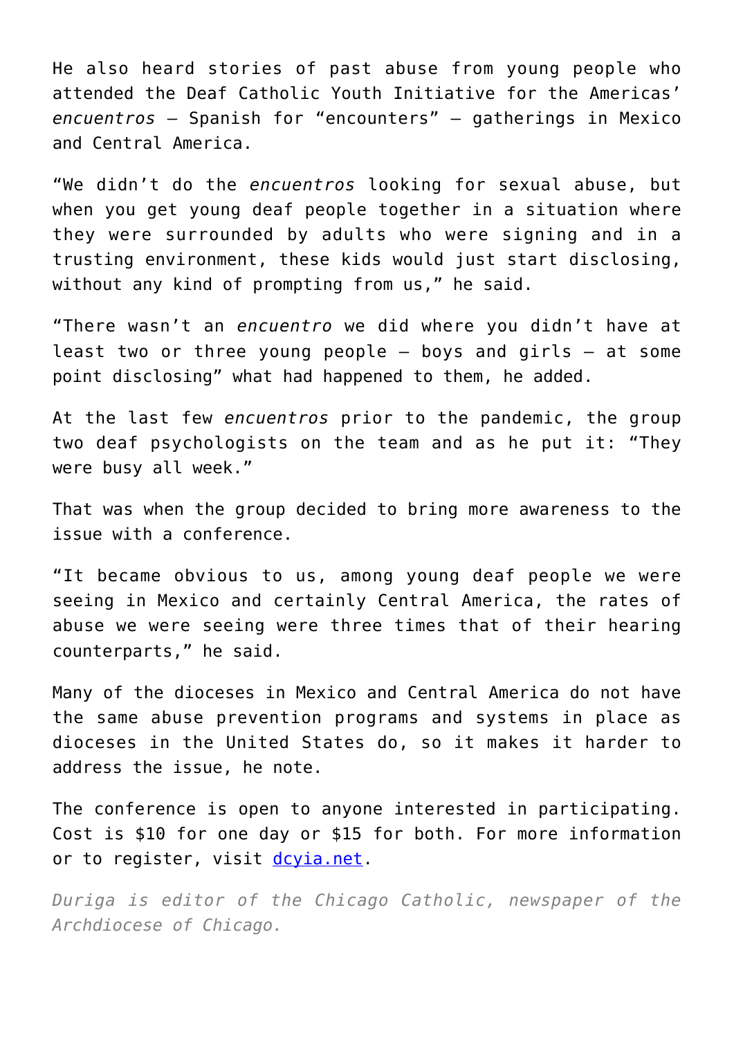He also heard stories of past abuse from young people who attended the Deaf Catholic Youth Initiative for the Americas' *encuentros* — Spanish for "encounters" — gatherings in Mexico and Central America.

"We didn't do the *encuentros* looking for sexual abuse, but when you get young deaf people together in a situation where they were surrounded by adults who were signing and in a trusting environment, these kids would just start disclosing, without any kind of prompting from us," he said.

"There wasn't an *encuentro* we did where you didn't have at least two or three young people — boys and girls — at some point disclosing" what had happened to them, he added.

At the last few *encuentros* prior to the pandemic, the group two deaf psychologists on the team and as he put it: "They were busy all week."

That was when the group decided to bring more awareness to the issue with a conference.

"It became obvious to us, among young deaf people we were seeing in Mexico and certainly Central America, the rates of abuse we were seeing were three times that of their hearing counterparts," he said.

Many of the dioceses in Mexico and Central America do not have the same abuse prevention programs and systems in place as dioceses in the United States do, so it makes it harder to address the issue, he note.

The conference is open to anyone interested in participating. Cost is $10 for one day or $15 for both. For more information or to register, visit [dcyia.net](dcyia.net).

*Duriga is editor of the Chicago Catholic, newspaper of the Archdiocese of Chicago.*